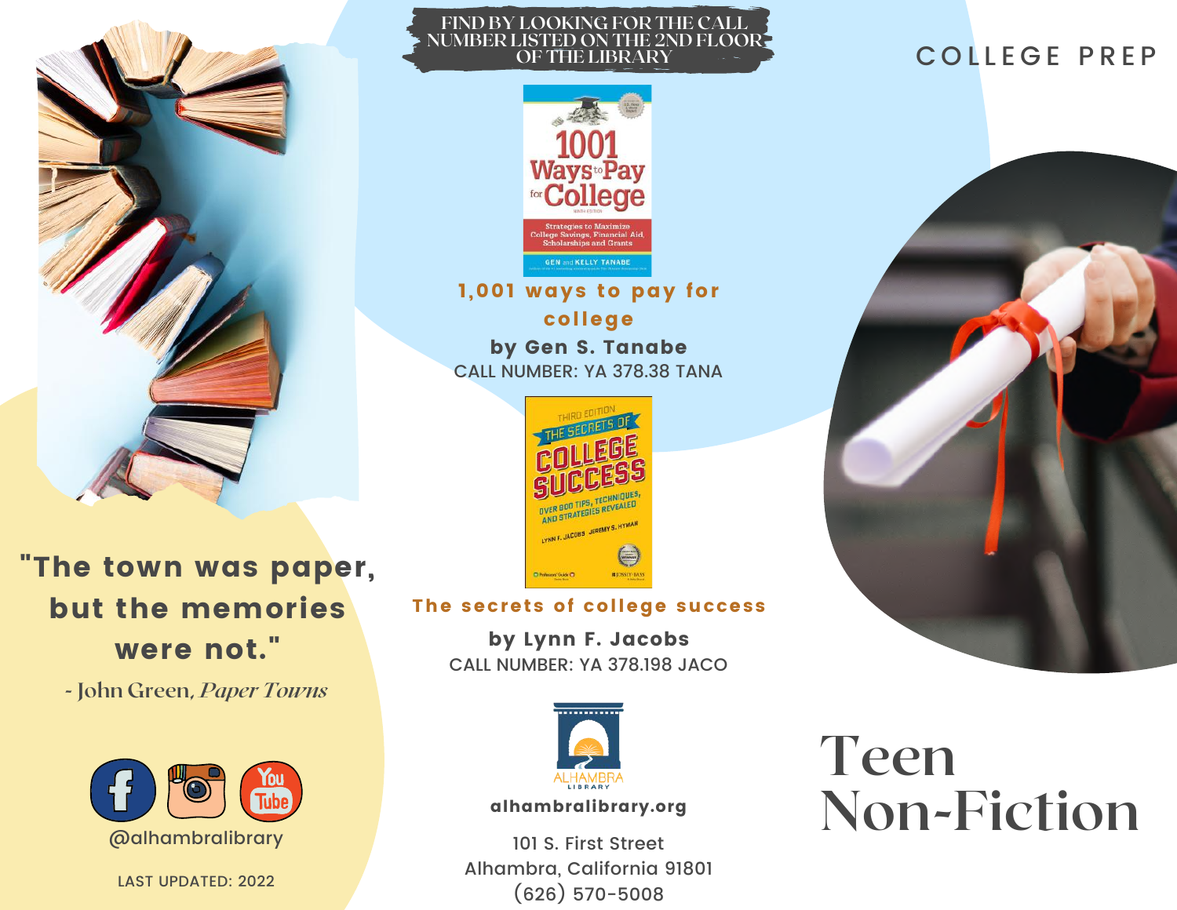# COLLEGE PREP

FIND BY LOOKING FOR THE CALL NUMBER LISTED ON THE 2ND FLOOR OF THE LIBRARY

**1,001 ways to pay for college**

**by Gen S. Tanabe**

CALL NUMBER: YA 378.38 TANA

**The secrets of college success**

**by Lynn F. Jacobs**

CALL NUMBER: YA 378.198 JACO

"The town was paper, but the memories were not."

- John Green, *Paper Towns*

@alhambralibrary

LAST UPDATED: 2022

ALHAMBRA LIBRARY

**alhambralibrary.org**

101 S. First Street
Alhambra, California 91801
(626) 570-5008

# Teen Non-Fiction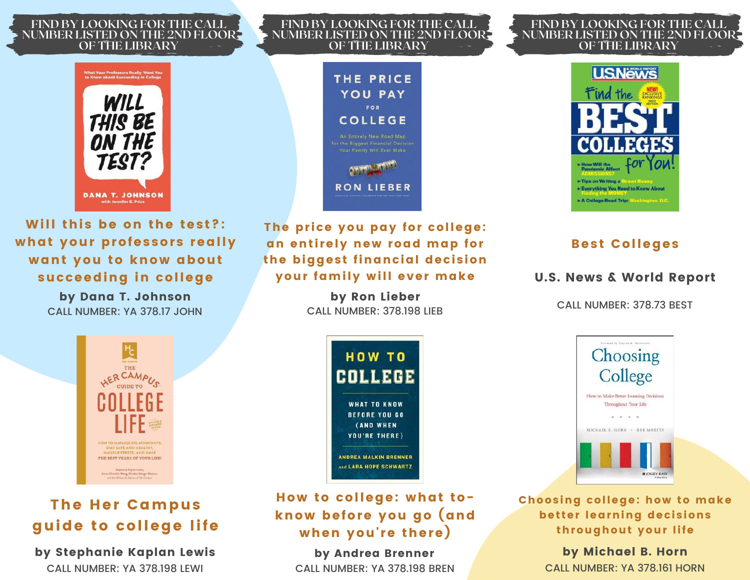FIND BY LOOKING FOR THE CALL NUMBER LISTED ON THE 2ND FLOOR OF THE LIBRARY

FIND BY LOOKING FOR THE CALL NUMBER LISTED ON THE 2ND FLOOR OF THE LIBRARY

FIND BY LOOKING FOR THE CALL NUMBER LISTED ON THE 2ND FLOOR OF THE LIBRARY

## Will this be on the test?: what your professors really want you to know about succeeding in college

**by Dana T. Johnson**

CALL NUMBER: YA 378.17 JOHN

## The price you pay for college: an entirely new road map for the biggest financial decision your family will ever make

**by Ron Lieber**

CALL NUMBER: 378.198 LIEB

## Best Colleges

**U.S. News & World Report**

CALL NUMBER: 378.73 BEST

## The Her Campus guide to college life

**by Stephanie Kaplan Lewis**

CALL NUMBER: YA 378.198 LEWI

## How to college: what to-know before you go (and when you're there)

**by Andrea Brenner**

CALL NUMBER: YA 378.198 BREN

## Choosing college: how to make better learning decisions throughout your life

**by Michael B. Horn**

CALL NUMBER: YA 378.161 HORN